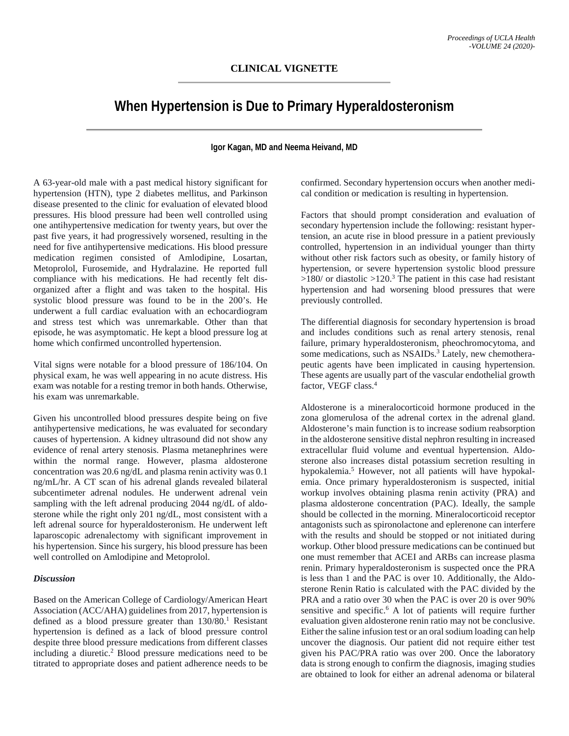**CLINICAL VIGNETTE**

# When Hypertension is Due to Primary Hyperaldosteronism

**Igor Kagan, MD and Neema Heivand, MD**

A 63-year-old male with a past medical history significant for hypertension (HTN), type 2 diabetes mellitus, and Parkinson disease presented to the clinic for evaluation of elevated blood pressures. His blood pressure had been well controlled using one antihypertensive medication for twenty years, but over the past five years, it had progressively worsened, resulting in the need for five antihypertensive medications. His blood pressure medication regimen consisted of Amlodipine, Losartan, Metoprolol, Furosemide, and Hydralazine. He reported full compliance with his medications. He had recently felt disorganized after a flight and was taken to the hospital. His systolic blood pressure was found to be in the 200's. He underwent a full cardiac evaluation with an echocardiogram and stress test which was unremarkable. Other than that episode, he was asymptomatic. He kept a blood pressure log at home which confirmed uncontrolled hypertension.

Vital signs were notable for a blood pressure of 186/104. On physical exam, he was well appearing in no acute distress. His exam was notable for a resting tremor in both hands. Otherwise, his exam was unremarkable.

Given his uncontrolled blood pressures despite being on five antihypertensive medications, he was evaluated for secondary causes of hypertension. A kidney ultrasound did not show any evidence of renal artery stenosis. Plasma metanephrines were within the normal range. However, plasma aldosterone concentration was 20.6 ng/dL and plasma renin activity was 0.1 ng/mL/hr. A CT scan of his adrenal glands revealed bilateral subcentimeter adrenal nodules. He underwent adrenal vein sampling with the left adrenal producing 2044 ng/dL of aldosterone while the right only 201 ng/dL, most consistent with a left adrenal source for hyperaldosteronism. He underwent left laparoscopic adrenalectomy with significant improvement in his hypertension. Since his surgery, his blood pressure has been well controlled on Amlodipine and Metoprolol.

### *Discussion*

Based on the American College of Cardiology/American Heart Association (ACC/AHA) guidelines from 2017, hypertension is defined as a blood pressure greater than 130/80.[1] Resistant hypertension is defined as a lack of blood pressure control despite three blood pressure medications from different classes including a diuretic.[2] Blood pressure medications need to be titrated to appropriate doses and patient adherence needs to be confirmed. Secondary hypertension occurs when another medical condition or medication is resulting in hypertension.

Factors that should prompt consideration and evaluation of secondary hypertension include the following: resistant hypertension, an acute rise in blood pressure in a patient previously controlled, hypertension in an individual younger than thirty without other risk factors such as obesity, or family history of hypertension, or severe hypertension systolic blood pressure >180/ or diastolic >120.[3] The patient in this case had resistant hypertension and had worsening blood pressures that were previously controlled.

The differential diagnosis for secondary hypertension is broad and includes conditions such as renal artery stenosis, renal failure, primary hyperaldosteronism, pheochromocytoma, and some medications, such as NSAIDs.[3] Lately, new chemotherapeutic agents have been implicated in causing hypertension. These agents are usually part of the vascular endothelial growth factor, VEGF class.[4]

Aldosterone is a mineralocorticoid hormone produced in the zona glomerulosa of the adrenal cortex in the adrenal gland. Aldosterone's main function is to increase sodium reabsorption in the aldosterone sensitive distal nephron resulting in increased extracellular fluid volume and eventual hypertension. Aldosterone also increases distal potassium secretion resulting in hypokalemia.[5] However, not all patients will have hypokalemia. Once primary hyperaldosteronism is suspected, initial workup involves obtaining plasma renin activity (PRA) and plasma aldosterone concentration (PAC). Ideally, the sample should be collected in the morning. Mineralocorticoid receptor antagonists such as spironolactone and eplerenone can interfere with the results and should be stopped or not initiated during workup. Other blood pressure medications can be continued but one must remember that ACEI and ARBs can increase plasma renin. Primary hyperaldosteronism is suspected once the PRA is less than 1 and the PAC is over 10. Additionally, the Aldosterone Renin Ratio is calculated with the PAC divided by the PRA and a ratio over 30 when the PAC is over 20 is over 90% sensitive and specific.[6] A lot of patients will require further evaluation given aldosterone renin ratio may not be conclusive. Either the saline infusion test or an oral sodium loading can help uncover the diagnosis. Our patient did not require either test given his PAC/PRA ratio was over 200. Once the laboratory data is strong enough to confirm the diagnosis, imaging studies are obtained to look for either an adrenal adenoma or bilateral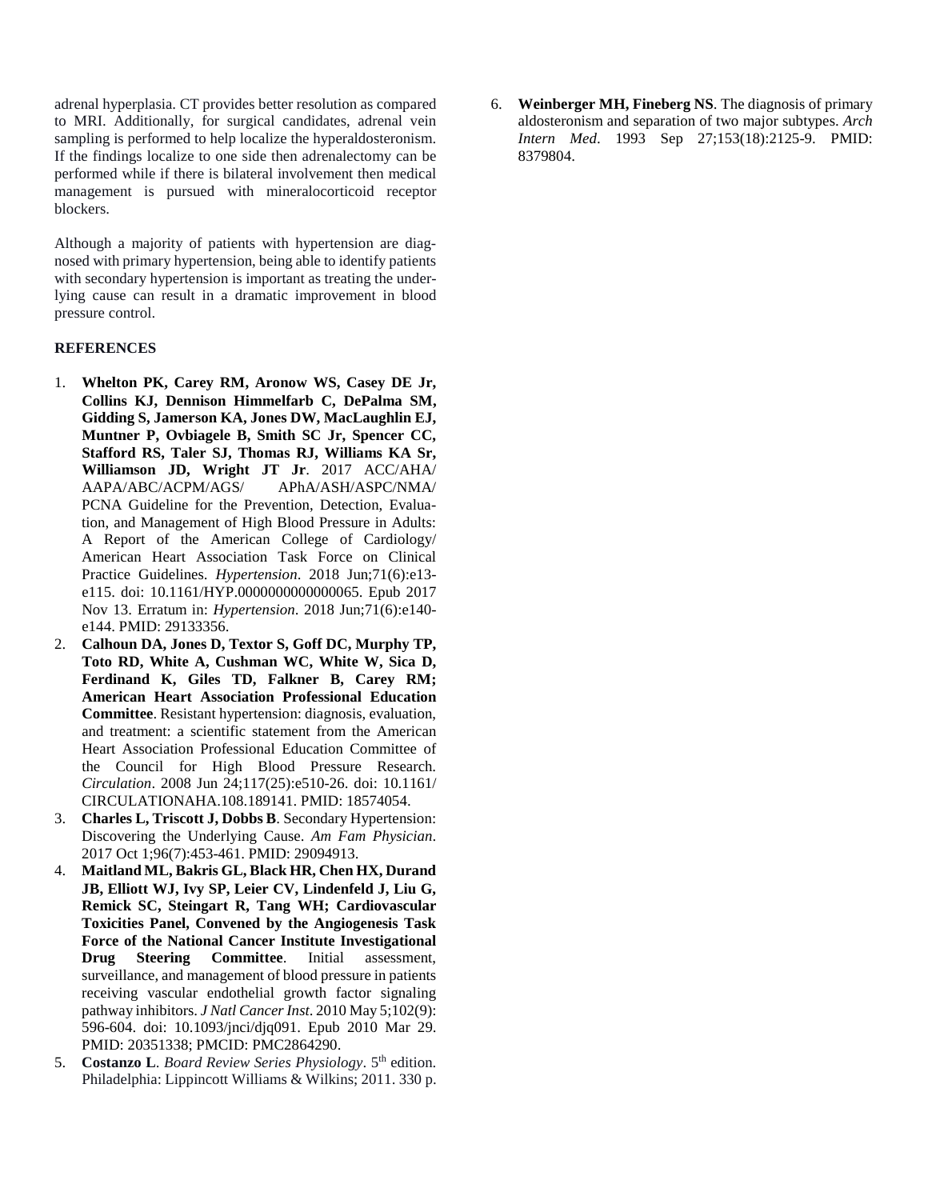adrenal hyperplasia. CT provides better resolution as compared to MRI. Additionally, for surgical candidates, adrenal vein sampling is performed to help localize the hyperaldosteronism. If the findings localize to one side then adrenalectomy can be performed while if there is bilateral involvement then medical management is pursued with mineralocorticoid receptor blockers.

Although a majority of patients with hypertension are diagnosed with primary hypertension, being able to identify patients with secondary hypertension is important as treating the underlying cause can result in a dramatic improvement in blood pressure control.

## REFERENCES

1. **Whelton PK, Carey RM, Aronow WS, Casey DE Jr, Collins KJ, Dennison Himmelfarb C, DePalma SM, Gidding S, Jamerson KA, Jones DW, MacLaughlin EJ, Muntner P, Ovbiagele B, Smith SC Jr, Spencer CC, Stafford RS, Taler SJ, Thomas RJ, Williams KA Sr, Williamson JD, Wright JT Jr**. 2017 ACC/AHA/ AAPA/ABC/ACPM/AGS/ APhA/ASH/ASPC/NMA/ PCNA Guideline for the Prevention, Detection, Evaluation, and Management of High Blood Pressure in Adults: A Report of the American College of Cardiology/ American Heart Association Task Force on Clinical Practice Guidelines. *Hypertension*. 2018 Jun;71(6):e13-e115. doi: 10.1161/HYP.0000000000000065. Epub 2017 Nov 13. Erratum in: *Hypertension*. 2018 Jun;71(6):e140-e144. PMID: 29133356.
2. **Calhoun DA, Jones D, Textor S, Goff DC, Murphy TP, Toto RD, White A, Cushman WC, White W, Sica D, Ferdinand K, Giles TD, Falkner B, Carey RM; American Heart Association Professional Education Committee**. Resistant hypertension: diagnosis, evaluation, and treatment: a scientific statement from the American Heart Association Professional Education Committee of the Council for High Blood Pressure Research. *Circulation*. 2008 Jun 24;117(25):e510-26. doi: 10.1161/ CIRCULATIONAHA.108.189141. PMID: 18574054.
3. **Charles L, Triscott J, Dobbs B**. Secondary Hypertension: Discovering the Underlying Cause. *Am Fam Physician*. 2017 Oct 1;96(7):453-461. PMID: 29094913.
4. **Maitland ML, Bakris GL, Black HR, Chen HX, Durand JB, Elliott WJ, Ivy SP, Leier CV, Lindenfeld J, Liu G, Remick SC, Steingart R, Tang WH; Cardiovascular Toxicities Panel, Convened by the Angiogenesis Task Force of the National Cancer Institute Investigational Drug Steering Committee**. Initial assessment, surveillance, and management of blood pressure in patients receiving vascular endothelial growth factor signaling pathway inhibitors. *J Natl Cancer Inst*. 2010 May 5;102(9): 596-604. doi: 10.1093/jnci/djq091. Epub 2010 Mar 29. PMID: 20351338; PMCID: PMC2864290.
5. **Costanzo L**. *Board Review Series Physiology*. 5th edition. Philadelphia: Lippincott Williams & Wilkins; 2011. 330 p.
6. **Weinberger MH, Fineberg NS**. The diagnosis of primary aldosteronism and separation of two major subtypes. *Arch Intern Med*. 1993 Sep 27;153(18):2125-9. PMID: 8379804.